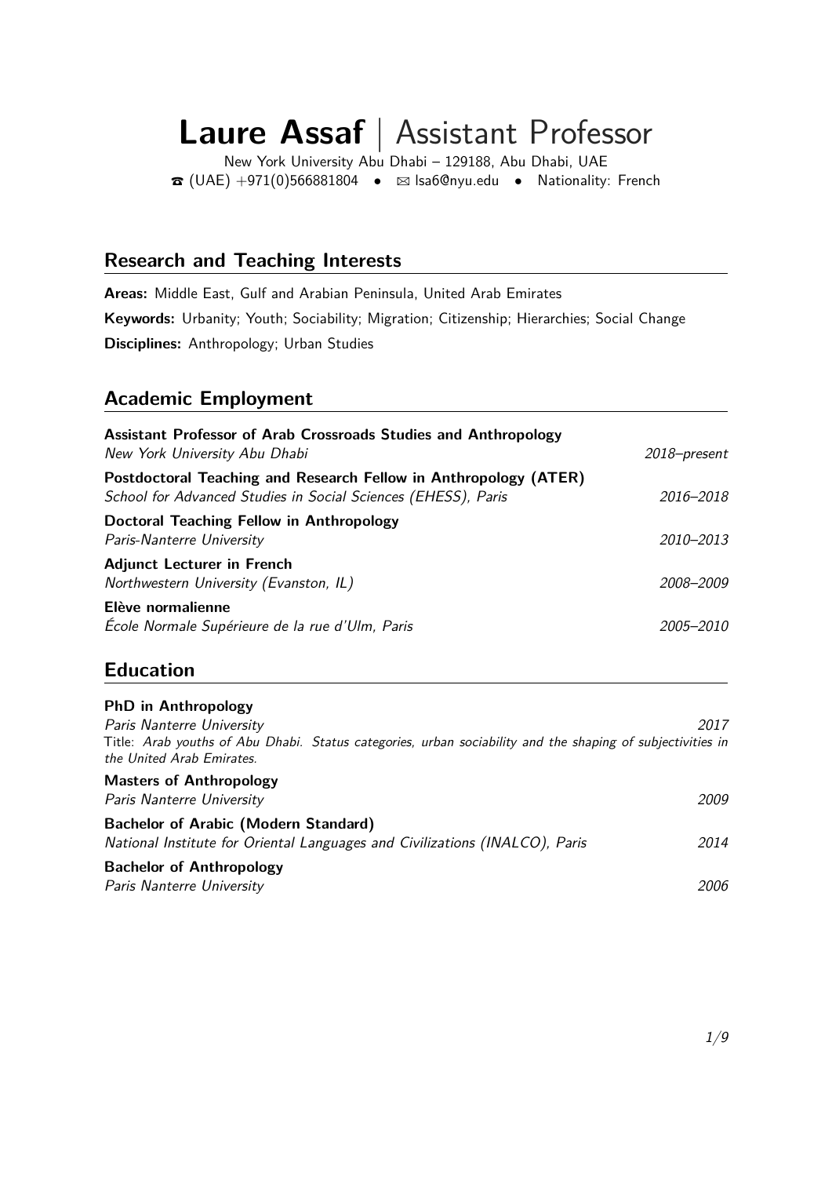# **Laure Assaf** | Assistant Professor

New York University Abu Dhabi – 129188, Abu Dhabi, UAE
☎ (UAE) +971(0)566881804 • ✉ lsa6@nyu.edu • Nationality: French

## Research and Teaching Interests

**Areas:** Middle East, Gulf and Arabian Peninsula, United Arab Emirates

**Keywords:** Urbanity; Youth; Sociability; Migration; Citizenship; Hierarchies; Social Change

**Disciplines:** Anthropology; Urban Studies

## Academic Employment

**Assistant Professor of Arab Crossroads Studies and Anthropology**
*New York University Abu Dhabi* — *2018–present*

**Postdoctoral Teaching and Research Fellow in Anthropology (ATER)**
*School for Advanced Studies in Social Sciences (EHESS), Paris* — *2016–2018*

**Doctoral Teaching Fellow in Anthropology**
*Paris-Nanterre University* — *2010–2013*

**Adjunct Lecturer in French**
*Northwestern University (Evanston, IL)* — *2008–2009*

**Elève normalienne**
*École Normale Supérieure de la rue d'Ulm, Paris* — *2005–2010*

## Education

**PhD in Anthropology**
*Paris Nanterre University* — *2017*
Title: *Arab youths of Abu Dhabi. Status categories, urban sociability and the shaping of subjectivities in the United Arab Emirates.*

**Masters of Anthropology**
*Paris Nanterre University* — *2009*

**Bachelor of Arabic (Modern Standard)**
*National Institute for Oriental Languages and Civilizations (INALCO), Paris* — *2014*

**Bachelor of Anthropology**
*Paris Nanterre University* — *2006*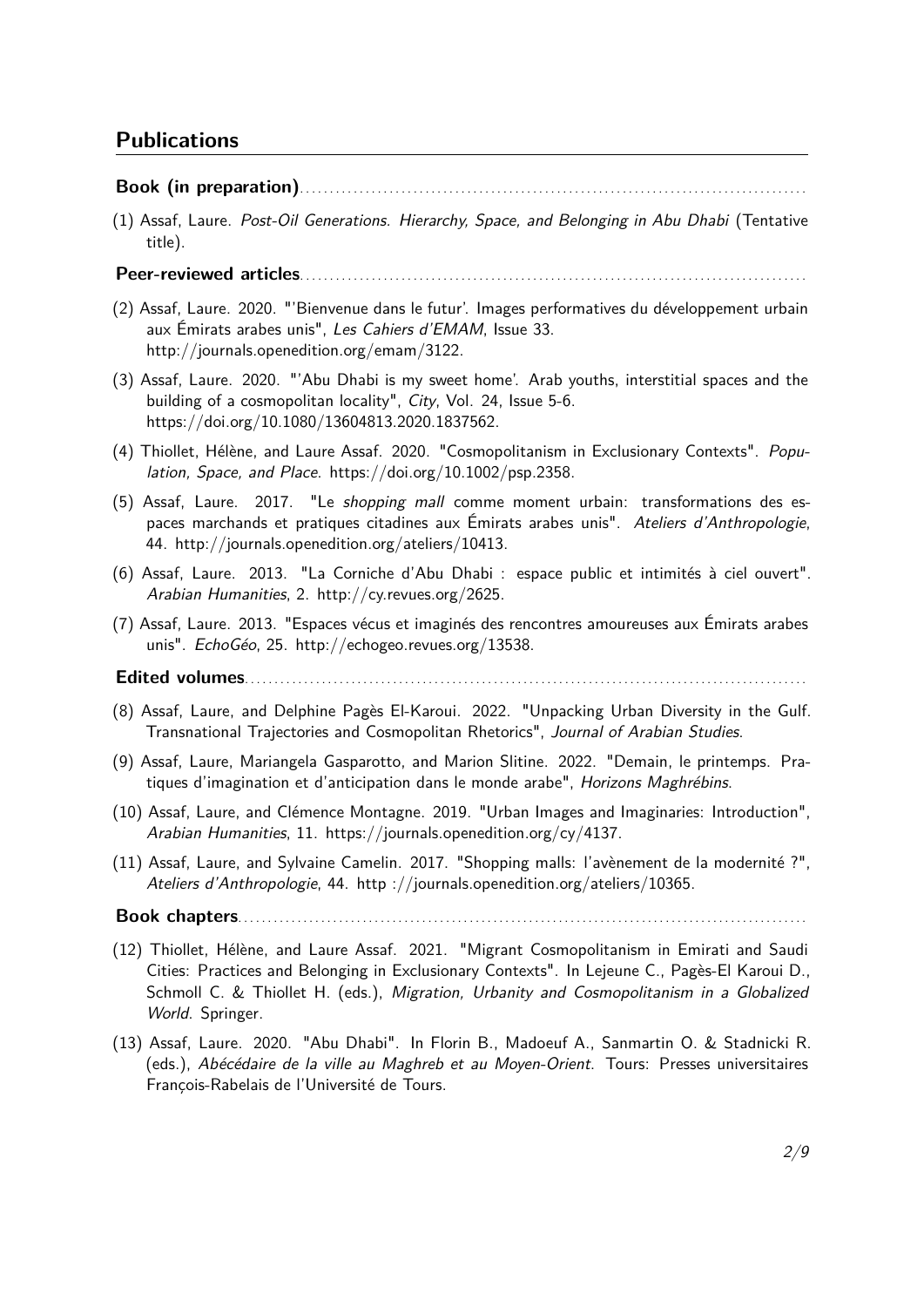## Publications

**Book (in preparation)**

(1) Assaf, Laure. *Post-Oil Generations. Hierarchy, Space, and Belonging in Abu Dhabi* (Tentative title).

**Peer-reviewed articles**

(2) Assaf, Laure. 2020. "'Bienvenue dans le futur'. Images performatives du développement urbain aux Émirats arabes unis", *Les Cahiers d'EMAM*, Issue 33. http://journals.openedition.org/emam/3122.

(3) Assaf, Laure. 2020. "'Abu Dhabi is my sweet home'. Arab youths, interstitial spaces and the building of a cosmopolitan locality", *City*, Vol. 24, Issue 5-6. https://doi.org/10.1080/13604813.2020.1837562.

(4) Thiollet, Hélène, and Laure Assaf. 2020. "Cosmopolitanism in Exclusionary Contexts". *Population, Space, and Place*. https://doi.org/10.1002/psp.2358.

(5) Assaf, Laure. 2017. "Le *shopping mall* comme moment urbain: transformations des espaces marchands et pratiques citadines aux Émirats arabes unis". *Ateliers d'Anthropologie*, 44. http://journals.openedition.org/ateliers/10413.

(6) Assaf, Laure. 2013. "La Corniche d'Abu Dhabi : espace public et intimités à ciel ouvert". *Arabian Humanities*, 2. http://cy.revues.org/2625.

(7) Assaf, Laure. 2013. "Espaces vécus et imaginés des rencontres amoureuses aux Émirats arabes unis". *EchoGéo*, 25. http://echogeo.revues.org/13538.

**Edited volumes**

(8) Assaf, Laure, and Delphine Pagès El-Karoui. 2022. "Unpacking Urban Diversity in the Gulf. Transnational Trajectories and Cosmopolitan Rhetorics", *Journal of Arabian Studies*.

(9) Assaf, Laure, Mariangela Gasparotto, and Marion Slitine. 2022. "Demain, le printemps. Pratiques d'imagination et d'anticipation dans le monde arabe", *Horizons Maghrébins*.

(10) Assaf, Laure, and Clémence Montagne. 2019. "Urban Images and Imaginaries: Introduction", *Arabian Humanities*, 11. https://journals.openedition.org/cy/4137.

(11) Assaf, Laure, and Sylvaine Camelin. 2017. "Shopping malls: l'avènement de la modernité ?", *Ateliers d'Anthropologie*, 44. http ://journals.openedition.org/ateliers/10365.

**Book chapters**

(12) Thiollet, Hélène, and Laure Assaf. 2021. "Migrant Cosmopolitanism in Emirati and Saudi Cities: Practices and Belonging in Exclusionary Contexts". In Lejeune C., Pagès-El Karoui D., Schmoll C. & Thiollet H. (eds.), *Migration, Urbanity and Cosmopolitanism in a Globalized World*. Springer.

(13) Assaf, Laure. 2020. "Abu Dhabi". In Florin B., Madoeuf A., Sanmartin O. & Stadnicki R. (eds.), *Abécédaire de la ville au Maghreb et au Moyen-Orient*. Tours: Presses universitaires François-Rabelais de l'Université de Tours.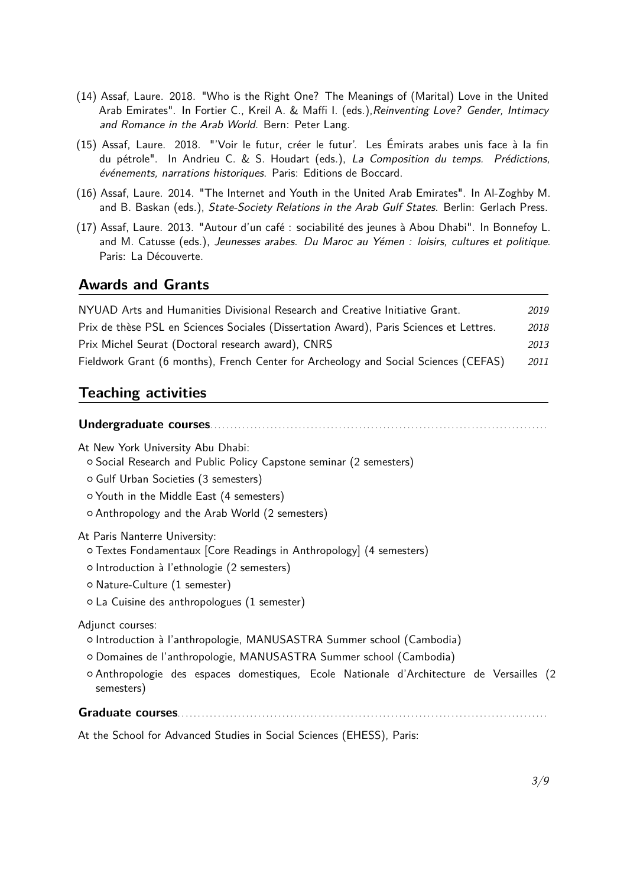(14) Assaf, Laure. 2018. "Who is the Right One? The Meanings of (Marital) Love in the United Arab Emirates". In Fortier C., Kreil A. & Maffi I. (eds.),*Reinventing Love? Gender, Intimacy and Romance in the Arab World*. Bern: Peter Lang.

(15) Assaf, Laure. 2018. "'Voir le futur, créer le futur'. Les Émirats arabes unis face à la fin du pétrole". In Andrieu C. & S. Houdart (eds.), *La Composition du temps. Prédictions, événements, narrations historiques*. Paris: Editions de Boccard.

(16) Assaf, Laure. 2014. "The Internet and Youth in the United Arab Emirates". In Al-Zoghby M. and B. Baskan (eds.), *State-Society Relations in the Arab Gulf States*. Berlin: Gerlach Press.

(17) Assaf, Laure. 2013. "Autour d'un café : sociabilité des jeunes à Abou Dhabi". In Bonnefoy L. and M. Catusse (eds.), *Jeunesses arabes. Du Maroc au Yémen : loisirs, cultures et politique*. Paris: La Découverte.

## Awards and Grants

| | |
|---|---|
| NYUAD Arts and Humanities Divisional Research and Creative Initiative Grant. | *2019* |
| Prix de thèse PSL en Sciences Sociales (Dissertation Award), Paris Sciences et Lettres. | *2018* |
| Prix Michel Seurat (Doctoral research award), CNRS | *2013* |
| Fieldwork Grant (6 months), French Center for Archeology and Social Sciences (CEFAS) | *2011* |

## Teaching activities

### Undergraduate courses

At New York University Abu Dhabi:
- Social Research and Public Policy Capstone seminar (2 semesters)
- Gulf Urban Societies (3 semesters)
- Youth in the Middle East (4 semesters)
- Anthropology and the Arab World (2 semesters)

At Paris Nanterre University:
- Textes Fondamentaux [Core Readings in Anthropology] (4 semesters)
- Introduction à l'ethnologie (2 semesters)
- Nature-Culture (1 semester)
- La Cuisine des anthropologues (1 semester)

Adjunct courses:
- Introduction à l'anthropologie, MANUSASTRA Summer school (Cambodia)
- Domaines de l'anthropologie, MANUSASTRA Summer school (Cambodia)
- Anthropologie des espaces domestiques, Ecole Nationale d'Architecture de Versailles (2 semesters)

### Graduate courses

At the School for Advanced Studies in Social Sciences (EHESS), Paris: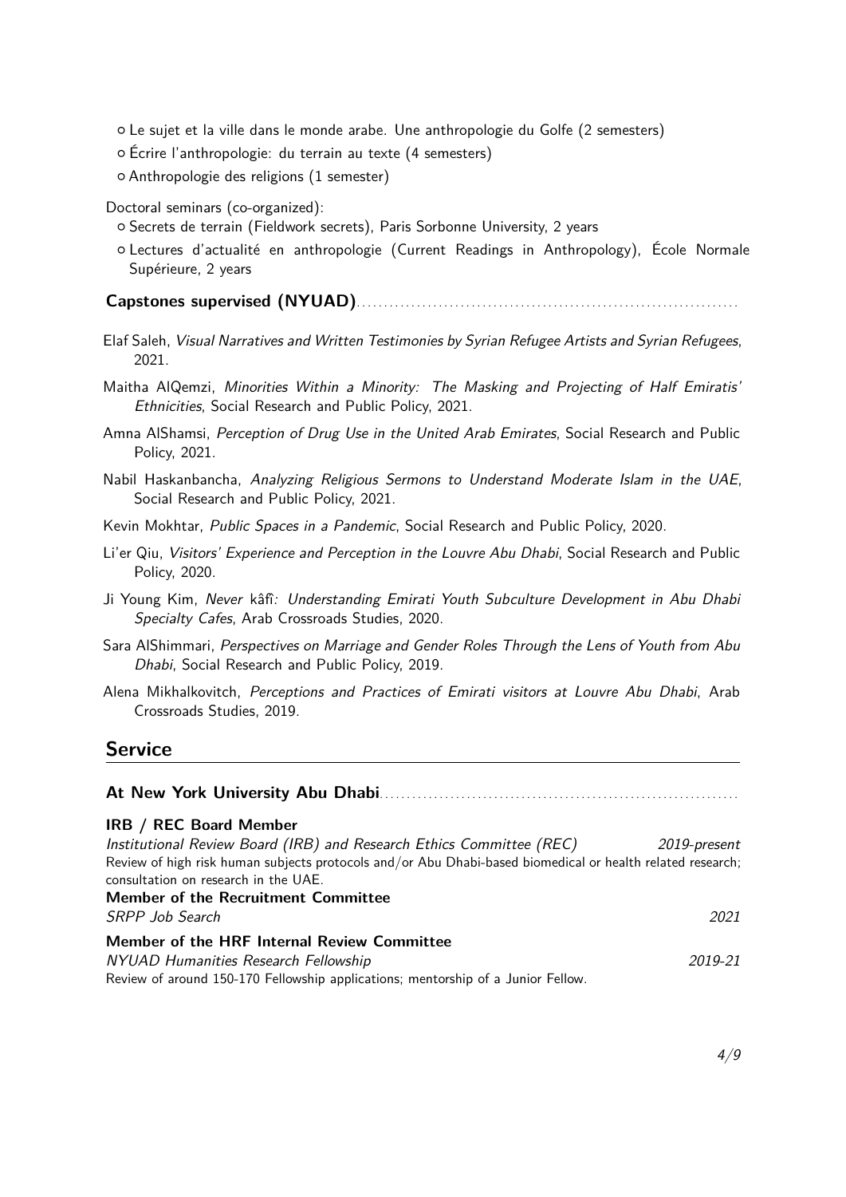- Le sujet et la ville dans le monde arabe. Une anthropologie du Golfe (2 semesters)
- Écrire l'anthropologie: du terrain au texte (4 semesters)
- Anthropologie des religions (1 semester)

Doctoral seminars (co-organized):

- Secrets de terrain (Fieldwork secrets), Paris Sorbonne University, 2 years
- Lectures d'actualité en anthropologie (Current Readings in Anthropology), École Normale Supérieure, 2 years

### Capstones supervised (NYUAD)

Elaf Saleh, *Visual Narratives and Written Testimonies by Syrian Refugee Artists and Syrian Refugees*, 2021.

Maitha AlQemzi, *Minorities Within a Minority: The Masking and Projecting of Half Emiratis' Ethnicities*, Social Research and Public Policy, 2021.

Amna AlShamsi, *Perception of Drug Use in the United Arab Emirates*, Social Research and Public Policy, 2021.

Nabil Haskanbancha, *Analyzing Religious Sermons to Understand Moderate Islam in the UAE*, Social Research and Public Policy, 2021.

Kevin Mokhtar, *Public Spaces in a Pandemic*, Social Research and Public Policy, 2020.

Li'er Qiu, *Visitors' Experience and Perception in the Louvre Abu Dhabi*, Social Research and Public Policy, 2020.

Ji Young Kim, *Never* kâfî*: Understanding Emirati Youth Subculture Development in Abu Dhabi Specialty Cafes*, Arab Crossroads Studies, 2020.

Sara AlShimmari, *Perspectives on Marriage and Gender Roles Through the Lens of Youth from Abu Dhabi*, Social Research and Public Policy, 2019.

Alena Mikhalkovitch, *Perceptions and Practices of Emirati visitors at Louvre Abu Dhabi*, Arab Crossroads Studies, 2019.

## Service

### At New York University Abu Dhabi

**IRB / REC Board Member**
*Institutional Review Board (IRB) and Research Ethics Committee (REC)* — *2019-present*
Review of high risk human subjects protocols and/or Abu Dhabi-based biomedical or health related research; consultation on research in the UAE.

**Member of the Recruitment Committee**
*SRPP Job Search* — *2021*

**Member of the HRF Internal Review Committee**
*NYUAD Humanities Research Fellowship* — *2019-21*
Review of around 150-170 Fellowship applications; mentorship of a Junior Fellow.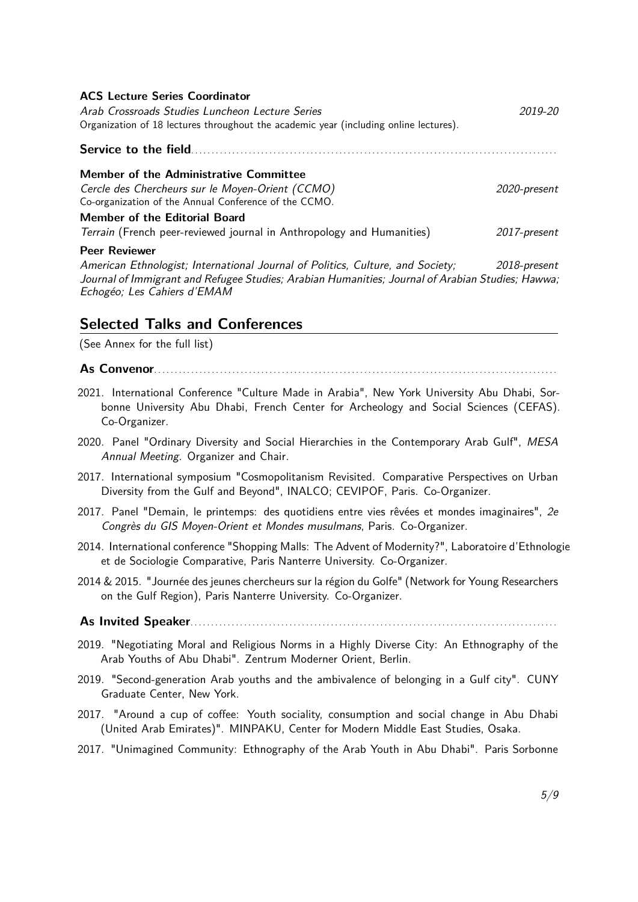**ACS Lecture Series Coordinator**
*Arab Crossroads Studies Luncheon Lecture Series* — *2019-20*
Organization of 18 lectures throughout the academic year (including online lectures).

### Service to the field

**Member of the Administrative Committee**
*Cercle des Chercheurs sur le Moyen-Orient (CCMO)* — *2020-present*
Co-organization of the Annual Conference of the CCMO.

**Member of the Editorial Board**
*Terrain* (French peer-reviewed journal in Anthropology and Humanities) — *2017-present*

**Peer Reviewer**
*American Ethnologist; International Journal of Politics, Culture, and Society; Journal of Immigrant and Refugee Studies; Arabian Humanities; Journal of Arabian Studies; Hawwa; Echogéo; Les Cahiers d'EMAM* — *2018-present*

## Selected Talks and Conferences

(See Annex for the full list)

### As Convenor

- 2021. International Conference "Culture Made in Arabia", New York University Abu Dhabi, Sorbonne University Abu Dhabi, French Center for Archeology and Social Sciences (CEFAS). Co-Organizer.
- 2020. Panel "Ordinary Diversity and Social Hierarchies in the Contemporary Arab Gulf", *MESA Annual Meeting*. Organizer and Chair.
- 2017. International symposium "Cosmopolitanism Revisited. Comparative Perspectives on Urban Diversity from the Gulf and Beyond", INALCO; CEVIPOF, Paris. Co-Organizer.
- 2017. Panel "Demain, le printemps: des quotidiens entre vies rêvées et mondes imaginaires", *2e Congrès du GIS Moyen-Orient et Mondes musulmans*, Paris. Co-Organizer.
- 2014. International conference "Shopping Malls: The Advent of Modernity?", Laboratoire d'Ethnologie et de Sociologie Comparative, Paris Nanterre University. Co-Organizer.
- 2014 & 2015. "Journée des jeunes chercheurs sur la région du Golfe" (Network for Young Researchers on the Gulf Region), Paris Nanterre University. Co-Organizer.

### As Invited Speaker

- 2019. "Negotiating Moral and Religious Norms in a Highly Diverse City: An Ethnography of the Arab Youths of Abu Dhabi". Zentrum Moderner Orient, Berlin.
- 2019. "Second-generation Arab youths and the ambivalence of belonging in a Gulf city". CUNY Graduate Center, New York.
- 2017. "Around a cup of coffee: Youth sociality, consumption and social change in Abu Dhabi (United Arab Emirates)". MINPAKU, Center for Modern Middle East Studies, Osaka.
- 2017. "Unimagined Community: Ethnography of the Arab Youth in Abu Dhabi". Paris Sorbonne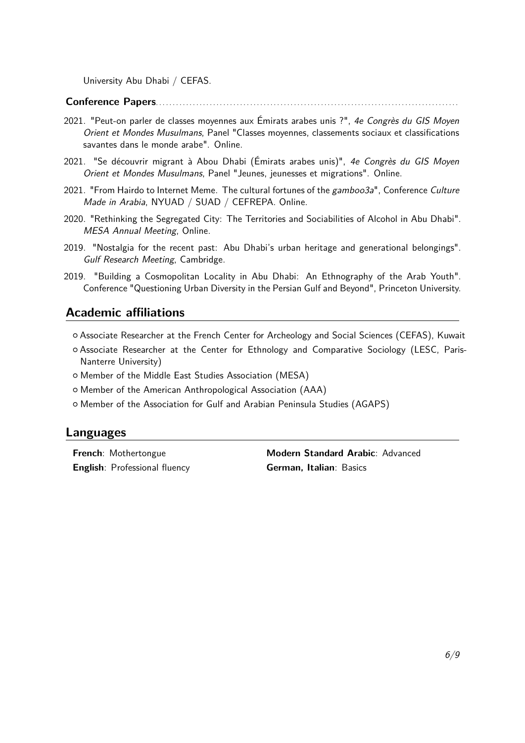University Abu Dhabi / CEFAS.

**Conference Papers**

- 2021. "Peut-on parler de classes moyennes aux Émirats arabes unis ?", *4e Congrès du GIS Moyen Orient et Mondes Musulmans*, Panel "Classes moyennes, classements sociaux et classifications savantes dans le monde arabe". Online.
- 2021. "Se découvrir migrant à Abou Dhabi (Émirats arabes unis)", *4e Congrès du GIS Moyen Orient et Mondes Musulmans*, Panel "Jeunes, jeunesses et migrations". Online.
- 2021. "From Hairdo to Internet Meme. The cultural fortunes of the *gamboo3a*", Conference *Culture Made in Arabia*, NYUAD / SUAD / CEFREPA. Online.
- 2020. "Rethinking the Segregated City: The Territories and Sociabilities of Alcohol in Abu Dhabi". *MESA Annual Meeting*, Online.
- 2019. "Nostalgia for the recent past: Abu Dhabi's urban heritage and generational belongings". *Gulf Research Meeting*, Cambridge.
- 2019. "Building a Cosmopolitan Locality in Abu Dhabi: An Ethnography of the Arab Youth". Conference "Questioning Urban Diversity in the Persian Gulf and Beyond", Princeton University.

## Academic affiliations

- Associate Researcher at the French Center for Archeology and Social Sciences (CEFAS), Kuwait
- Associate Researcher at the Center for Ethnology and Comparative Sociology (LESC, Paris-Nanterre University)
- Member of the Middle East Studies Association (MESA)
- Member of the American Anthropological Association (AAA)
- Member of the Association for Gulf and Arabian Peninsula Studies (AGAPS)

## Languages

**French**: Mothertongue
**English**: Professional fluency
**Modern Standard Arabic**: Advanced
**German, Italian**: Basics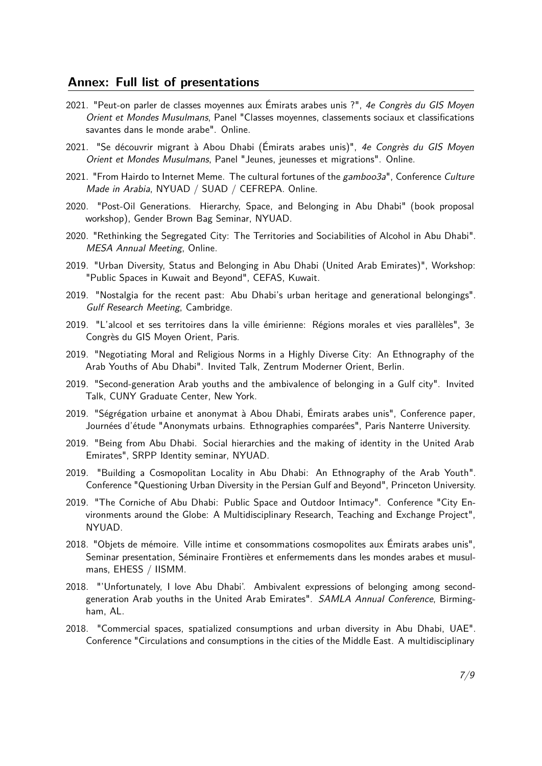## Annex: Full list of presentations

- 2021. "Peut-on parler de classes moyennes aux Émirats arabes unis ?", *4e Congrès du GIS Moyen Orient et Mondes Musulmans*, Panel "Classes moyennes, classements sociaux et classifications savantes dans le monde arabe". Online.
- 2021. "Se découvrir migrant à Abou Dhabi (Émirats arabes unis)", *4e Congrès du GIS Moyen Orient et Mondes Musulmans*, Panel "Jeunes, jeunesses et migrations". Online.
- 2021. "From Hairdo to Internet Meme. The cultural fortunes of the *gamboo3a*", Conference *Culture Made in Arabia*, NYUAD / SUAD / CEFREPA. Online.
- 2020. "Post-Oil Generations. Hierarchy, Space, and Belonging in Abu Dhabi" (book proposal workshop), Gender Brown Bag Seminar, NYUAD.
- 2020. "Rethinking the Segregated City: The Territories and Sociabilities of Alcohol in Abu Dhabi". *MESA Annual Meeting*, Online.
- 2019. "Urban Diversity, Status and Belonging in Abu Dhabi (United Arab Emirates)", Workshop: "Public Spaces in Kuwait and Beyond", CEFAS, Kuwait.
- 2019. "Nostalgia for the recent past: Abu Dhabi's urban heritage and generational belongings". *Gulf Research Meeting*, Cambridge.
- 2019. "L'alcool et ses territoires dans la ville émirienne: Régions morales et vies parallèles", 3e Congrès du GIS Moyen Orient, Paris.
- 2019. "Negotiating Moral and Religious Norms in a Highly Diverse City: An Ethnography of the Arab Youths of Abu Dhabi". Invited Talk, Zentrum Moderner Orient, Berlin.
- 2019. "Second-generation Arab youths and the ambivalence of belonging in a Gulf city". Invited Talk, CUNY Graduate Center, New York.
- 2019. "Ségrégation urbaine et anonymat à Abou Dhabi, Émirats arabes unis", Conference paper, Journées d'étude "Anonymats urbains. Ethnographies comparées", Paris Nanterre University.
- 2019. "Being from Abu Dhabi. Social hierarchies and the making of identity in the United Arab Emirates", SRPP Identity seminar, NYUAD.
- 2019. "Building a Cosmopolitan Locality in Abu Dhabi: An Ethnography of the Arab Youth". Conference "Questioning Urban Diversity in the Persian Gulf and Beyond", Princeton University.
- 2019. "The Corniche of Abu Dhabi: Public Space and Outdoor Intimacy". Conference "City Environments around the Globe: A Multidisciplinary Research, Teaching and Exchange Project", NYUAD.
- 2018. "Objets de mémoire. Ville intime et consommations cosmopolites aux Émirats arabes unis", Seminar presentation, Séminaire Frontières et enfermements dans les mondes arabes et musulmans, EHESS / IISMM.
- 2018. "'Unfortunately, I love Abu Dhabi'. Ambivalent expressions of belonging among second-generation Arab youths in the United Arab Emirates". *SAMLA Annual Conference*, Birmingham, AL.
- 2018. "Commercial spaces, spatialized consumptions and urban diversity in Abu Dhabi, UAE". Conference "Circulations and consumptions in the cities of the Middle East. A multidisciplinary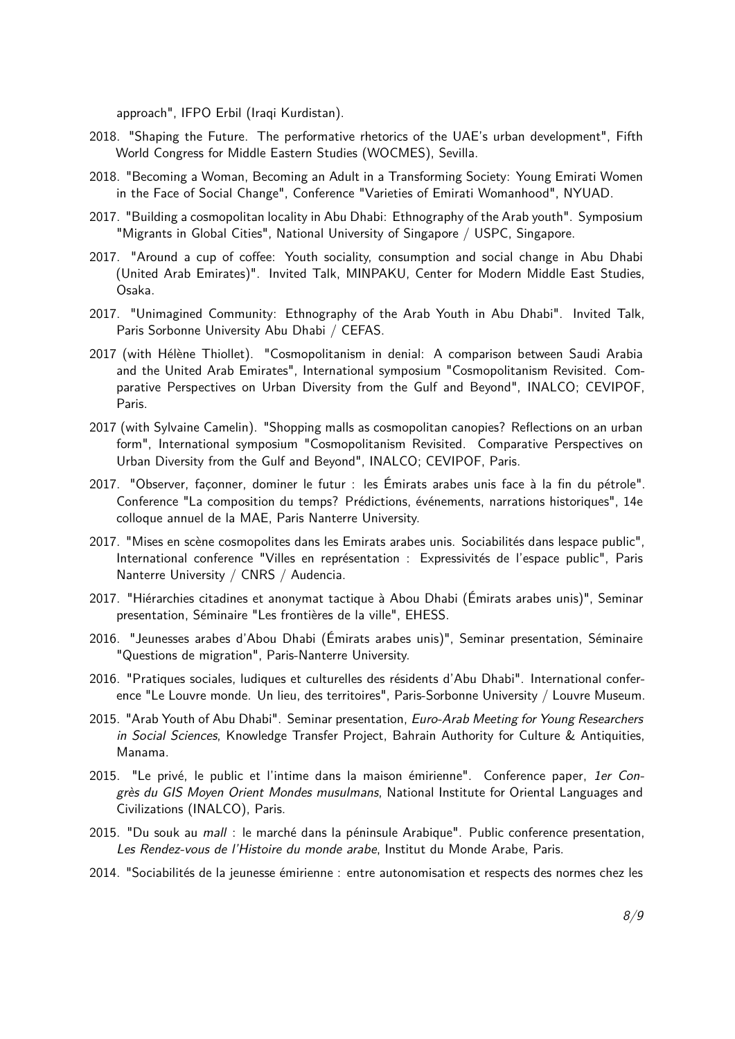approach", IFPO Erbil (Iraqi Kurdistan).

2018. "Shaping the Future. The performative rhetorics of the UAE's urban development", Fifth World Congress for Middle Eastern Studies (WOCMES), Sevilla.

2018. "Becoming a Woman, Becoming an Adult in a Transforming Society: Young Emirati Women in the Face of Social Change", Conference "Varieties of Emirati Womanhood", NYUAD.

2017. "Building a cosmopolitan locality in Abu Dhabi: Ethnography of the Arab youth". Symposium "Migrants in Global Cities", National University of Singapore / USPC, Singapore.

2017. "Around a cup of coffee: Youth sociality, consumption and social change in Abu Dhabi (United Arab Emirates)". Invited Talk, MINPAKU, Center for Modern Middle East Studies, Osaka.

2017. "Unimagined Community: Ethnography of the Arab Youth in Abu Dhabi". Invited Talk, Paris Sorbonne University Abu Dhabi / CEFAS.

2017 (with Hélène Thiollet). "Cosmopolitanism in denial: A comparison between Saudi Arabia and the United Arab Emirates", International symposium "Cosmopolitanism Revisited. Comparative Perspectives on Urban Diversity from the Gulf and Beyond", INALCO; CEVIPOF, Paris.

2017 (with Sylvaine Camelin). "Shopping malls as cosmopolitan canopies? Reflections on an urban form", International symposium "Cosmopolitanism Revisited. Comparative Perspectives on Urban Diversity from the Gulf and Beyond", INALCO; CEVIPOF, Paris.

2017. "Observer, façonner, dominer le futur : les Émirats arabes unis face à la fin du pétrole". Conference "La composition du temps? Prédictions, événements, narrations historiques", 14e colloque annuel de la MAE, Paris Nanterre University.

2017. "Mises en scène cosmopolites dans les Emirats arabes unis. Sociabilités dans lespace public", International conference "Villes en représentation : Expressivités de l'espace public", Paris Nanterre University / CNRS / Audencia.

2017. "Hiérarchies citadines et anonymat tactique à Abou Dhabi (Émirats arabes unis)", Seminar presentation, Séminaire "Les frontières de la ville", EHESS.

2016. "Jeunesses arabes d'Abou Dhabi (Émirats arabes unis)", Seminar presentation, Séminaire "Questions de migration", Paris-Nanterre University.

2016. "Pratiques sociales, ludiques et culturelles des résidents d'Abu Dhabi". International conference "Le Louvre monde. Un lieu, des territoires", Paris-Sorbonne University / Louvre Museum.

2015. "Arab Youth of Abu Dhabi". Seminar presentation, *Euro-Arab Meeting for Young Researchers in Social Sciences*, Knowledge Transfer Project, Bahrain Authority for Culture & Antiquities, Manama.

2015. "Le privé, le public et l'intime dans la maison émirienne". Conference paper, *1er Congrès du GIS Moyen Orient Mondes musulmans*, National Institute for Oriental Languages and Civilizations (INALCO), Paris.

2015. "Du souk au *mall* : le marché dans la péninsule Arabique". Public conference presentation, *Les Rendez-vous de l'Histoire du monde arabe*, Institut du Monde Arabe, Paris.

2014. "Sociabilités de la jeunesse émirienne : entre autonomisation et respects des normes chez les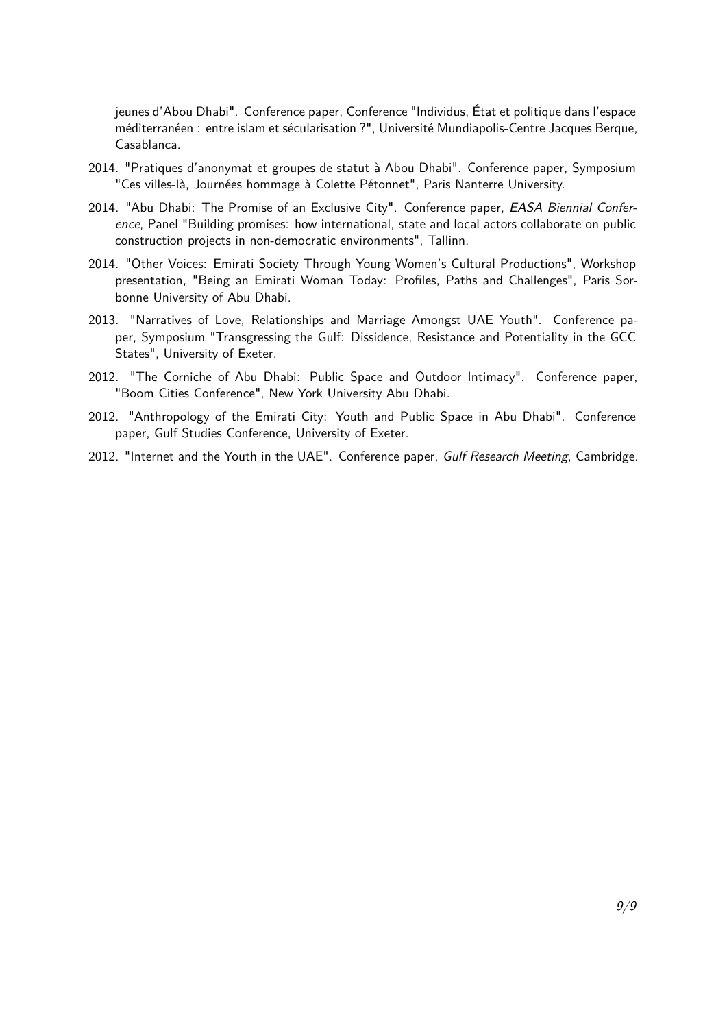jeunes d'Abou Dhabi". Conference paper, Conference "Individus, État et politique dans l'espace méditerranéen : entre islam et sécularisation ?", Université Mundiapolis-Centre Jacques Berque, Casablanca.

2014. "Pratiques d'anonymat et groupes de statut à Abou Dhabi". Conference paper, Symposium "Ces villes-là, Journées hommage à Colette Pétonnet", Paris Nanterre University.

2014. "Abu Dhabi: The Promise of an Exclusive City". Conference paper, *EASA Biennial Conference*, Panel "Building promises: how international, state and local actors collaborate on public construction projects in non-democratic environments", Tallinn.

2014. "Other Voices: Emirati Society Through Young Women's Cultural Productions", Workshop presentation, "Being an Emirati Woman Today: Profiles, Paths and Challenges", Paris Sorbonne University of Abu Dhabi.

2013. "Narratives of Love, Relationships and Marriage Amongst UAE Youth". Conference paper, Symposium "Transgressing the Gulf: Dissidence, Resistance and Potentiality in the GCC States", University of Exeter.

2012. "The Corniche of Abu Dhabi: Public Space and Outdoor Intimacy". Conference paper, "Boom Cities Conference", New York University Abu Dhabi.

2012. "Anthropology of the Emirati City: Youth and Public Space in Abu Dhabi". Conference paper, Gulf Studies Conference, University of Exeter.

2012. "Internet and the Youth in the UAE". Conference paper, *Gulf Research Meeting*, Cambridge.